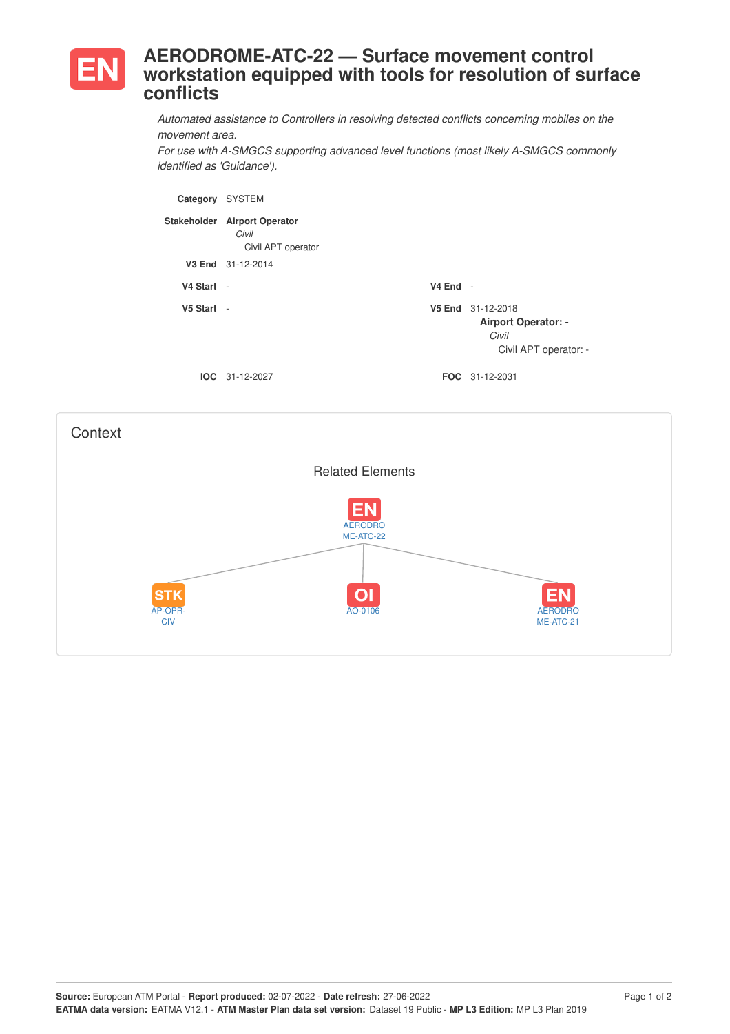# EN AERODROME-ATC-22 — Surface movement control workstation equipped with tools for resolution of surface conflicts

*Automated assistance to Controllers in resolving detected conflicts concerning mobiles on the movement area.*
*For use with A-SMGCS supporting advanced level functions (most likely A-SMGCS commonly identified as 'Guidance').*

**Category** SYSTEM

**Stakeholder** **Airport Operator**
*Civil*
Civil APT operator

**V3 End** 31-12-2014

**V4 Start** -

**V4 End** -

**V5 Start** -

**V5 End** 31-12-2018
**Airport Operator: -**
*Civil*
Civil APT operator: -

**IOC** 31-12-2027

**FOC** 31-12-2031

## Context

### Related Elements

- EN AERODROME-ATC-22
  - STK AP-OPR-CIV
  - OI AO-0106
  - EN AERODROME-ATC-21

**Source:** European ATM Portal - **Report produced:** 02-07-2022 - **Date refresh:** 27-06-2022
**EATMA data version:** EATMA V12.1 - **ATM Master Plan data set version:** Dataset 19 Public - **MP L3 Edition:** MP L3 Plan 2019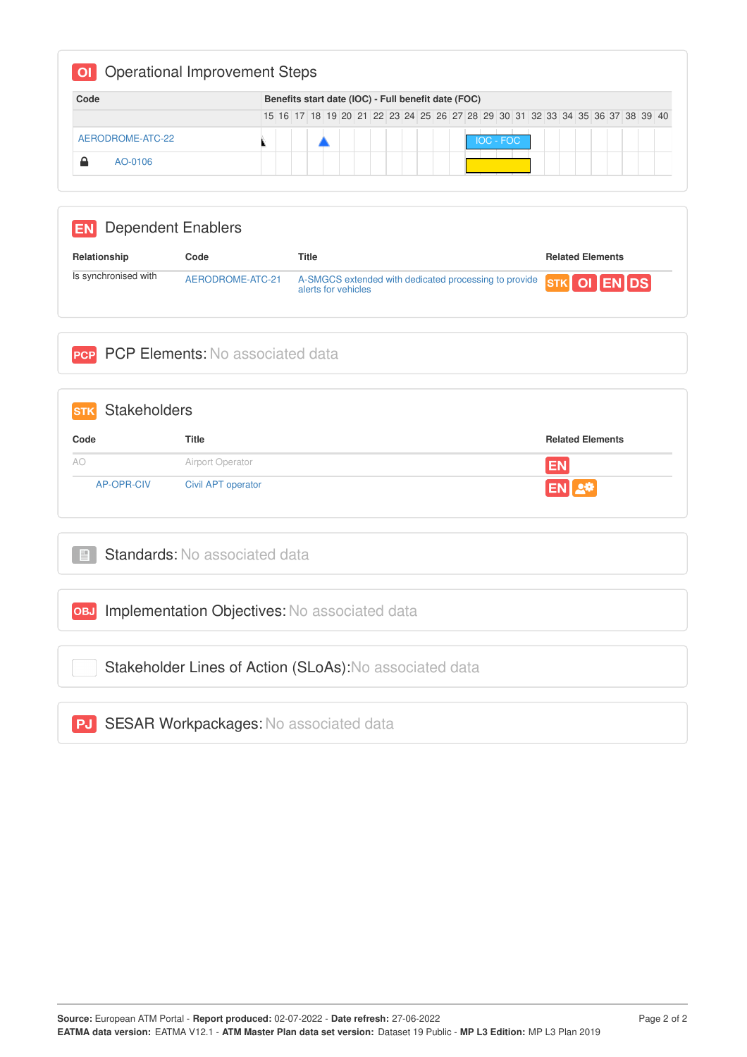## OI Operational Improvement Steps

| Code | Benefits start date (IOC) - Full benefit date (FOC) |
| --- | --- |
| | 15 16 17 18 19 20 21 22 23 24 25 26 27 28 29 30 31 32 33 34 35 36 37 38 39 40 |
| AERODROME-ATC-22 | IOC - FOC |
| AO-0106 | |

## EN Dependent Enablers

| Relationship | Code | Title | Related Elements |
| --- | --- | --- | --- |
| Is synchronised with | AERODROME-ATC-21 | A-SMGCS extended with dedicated processing to provide alerts for vehicles | STK OI EN DS |

## PCP PCP Elements: No associated data

## STK Stakeholders

| Code | Title | Related Elements |
| --- | --- | --- |
| AO | Airport Operator | EN |
| AP-OPR-CIV | Civil APT operator | EN |

## Standards: No associated data

## OBJ Implementation Objectives: No associated data

## Stakeholder Lines of Action (SLoAs): No associated data

## PJ SESAR Workpackages: No associated data

**Source:** European ATM Portal - **Report produced:** 02-07-2022 - **Date refresh:** 27-06-2022
**EATMA data version:** EATMA V12.1 - **ATM Master Plan data set version:** Dataset 19 Public - **MP L3 Edition:** MP L3 Plan 2019